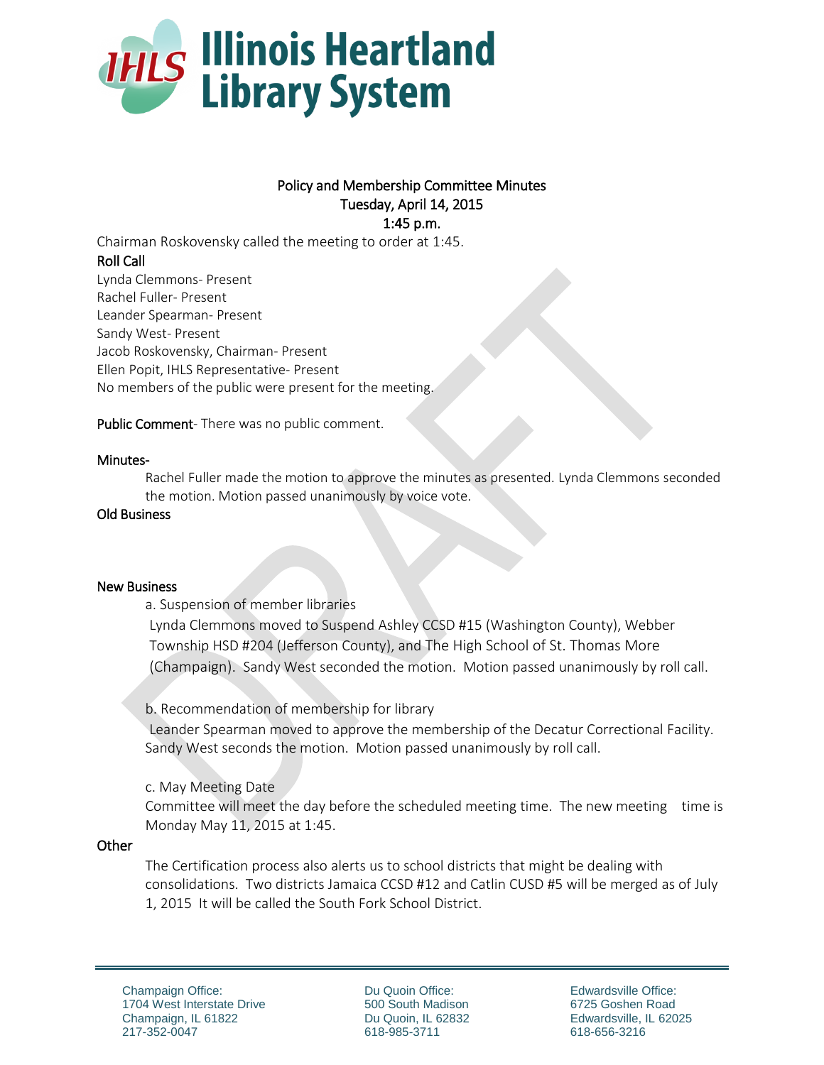# Illinois Heartland Library System

## Policy and Membership Committee Minutes
## Tuesday, April 14, 2015
## 1:45 p.m.

Chairman Roskovensky called the meeting to order at 1:45.

**Roll Call**

Lynda Clemmons- Present
Rachel Fuller- Present
Leander Spearman- Present
Sandy West- Present
Jacob Roskovensky, Chairman- Present
Ellen Popit, IHLS Representative- Present
No members of the public were present for the meeting.

**Public Comment**- There was no public comment.

**Minutes-**

Rachel Fuller made the motion to approve the minutes as presented. Lynda Clemmons seconded the motion. Motion passed unanimously by voice vote.

**Old Business**

**New Business**

a. Suspension of member libraries

Lynda Clemmons moved to Suspend Ashley CCSD #15 (Washington County), Webber Township HSD #204 (Jefferson County), and The High School of St. Thomas More (Champaign). Sandy West seconded the motion. Motion passed unanimously by roll call.

b. Recommendation of membership for library

Leander Spearman moved to approve the membership of the Decatur Correctional Facility. Sandy West seconds the motion. Motion passed unanimously by roll call.

c. May Meeting Date

Committee will meet the day before the scheduled meeting time. The new meeting time is Monday May 11, 2015 at 1:45.

**Other**

The Certification process also alerts us to school districts that might be dealing with consolidations. Two districts Jamaica CCSD #12 and Catlin CUSD #5 will be merged as of July 1, 2015 It will be called the South Fork School District.

Champaign Office:
1704 West Interstate Drive
Champaign, IL 61822
217-352-0047

Du Quoin Office:
500 South Madison
Du Quoin, IL 62832
618-985-3711

Edwardsville Office:
6725 Goshen Road
Edwardsville, IL 62025
618-656-3216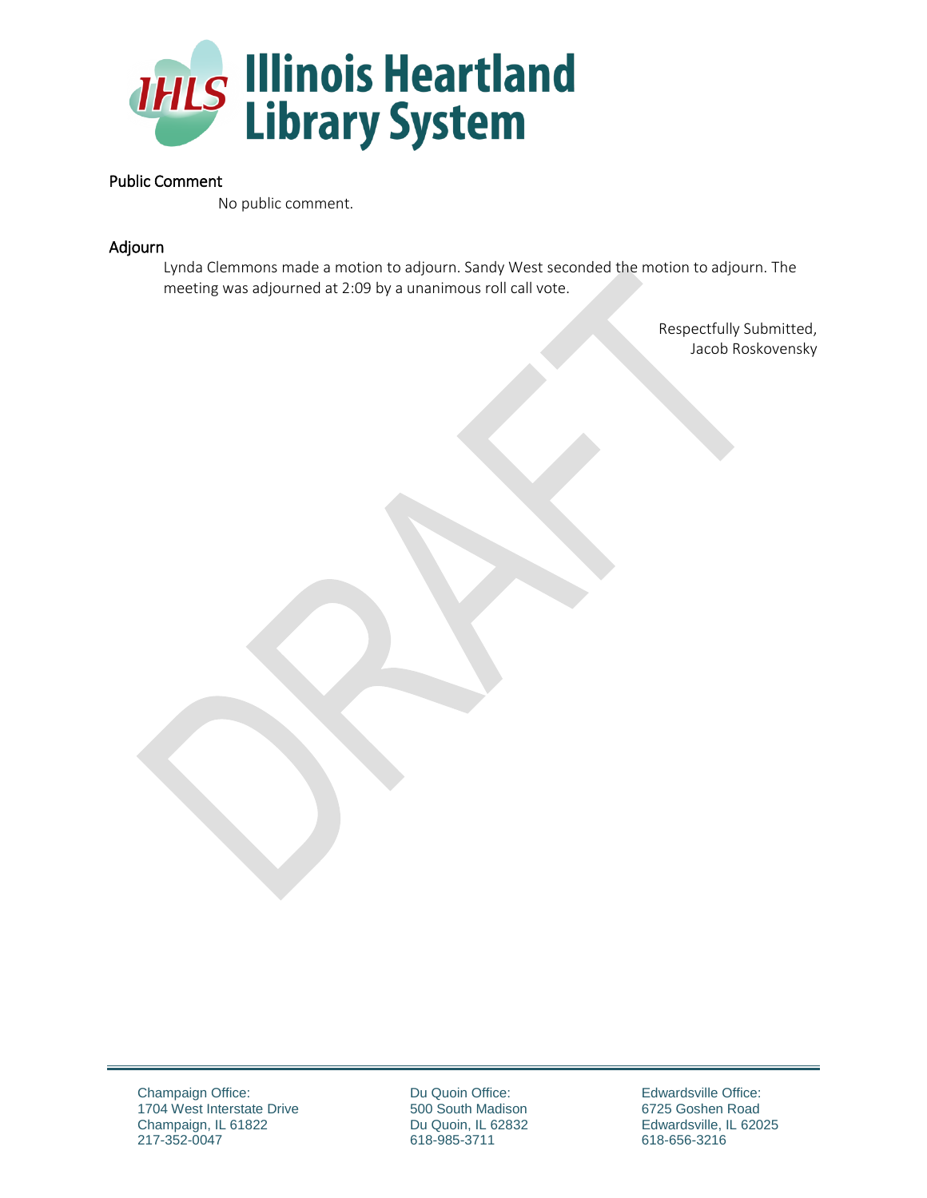## Public Comment

No public comment.

## Adjourn

Lynda Clemmons made a motion to adjourn. Sandy West seconded the motion to adjourn. The meeting was adjourned at 2:09 by a unanimous roll call vote.

Respectfully Submitted,
Jacob Roskovensky